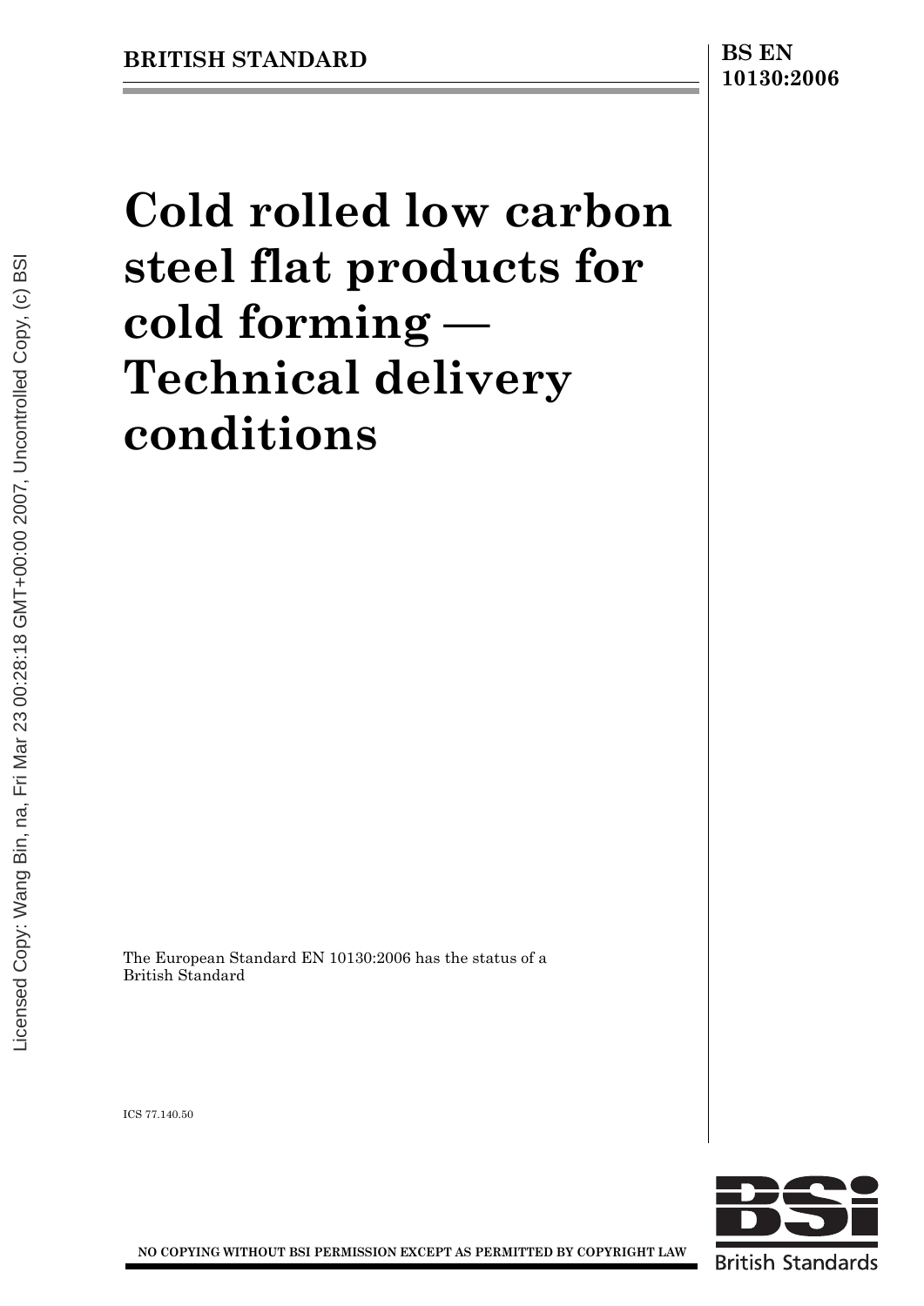BRITISH STANDARD

**BS EN 10130:2006**

# Cold rolled low carbon steel flat products for cold forming — Technical delivery conditions

The European Standard EN 10130:2006 has the status of a British Standard

ICS 77.140.50

**NO COPYING WITHOUT BSI PERMISSION EXCEPT AS PERMITTED BY COPYRIGHT LAW**

British Standards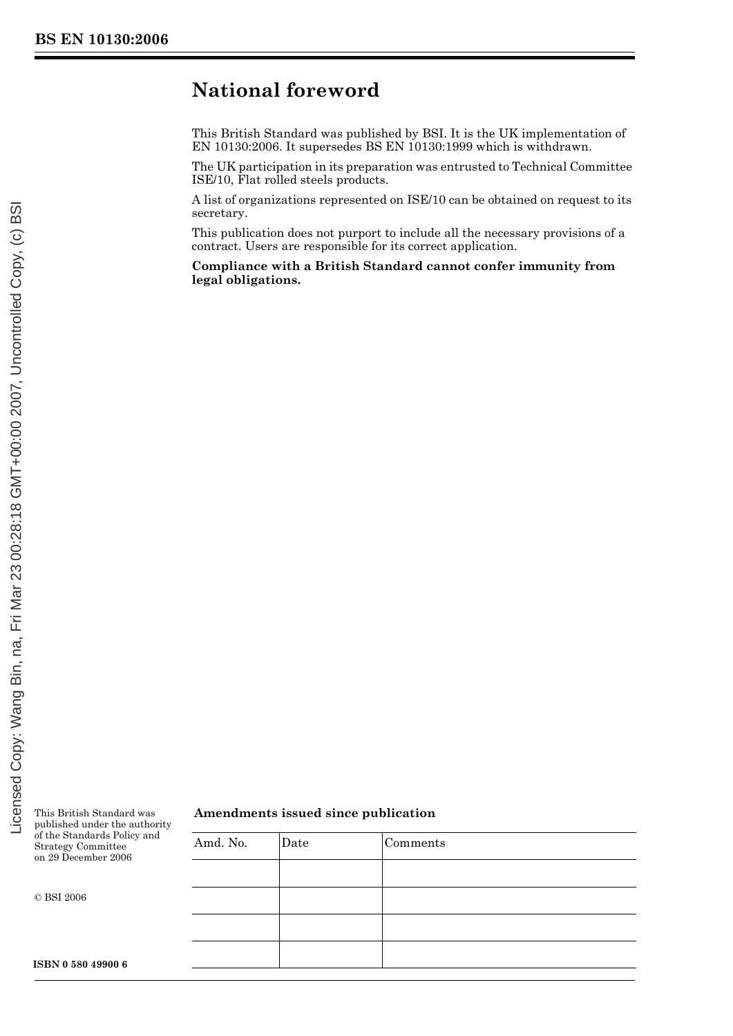# National foreword

This British Standard was published by BSI. It is the UK implementation of EN 10130:2006. It supersedes BS EN 10130:1999 which is withdrawn.

The UK participation in its preparation was entrusted to Technical Committee ISE/10, Flat rolled steels products.

A list of organizations represented on ISE/10 can be obtained on request to its secretary.

This publication does not purport to include all the necessary provisions of a contract. Users are responsible for its correct application.

**Compliance with a British Standard cannot confer immunity from legal obligations.**

This British Standard was published under the authority of the Standards Policy and Strategy Committee on 29 December 2006

© BSI 2006

**ISBN 0 580 49900 6**

**Amendments issued since publication**

| Amd. No. | Date | Comments |
| --- | --- | --- |
| | | |
| | | |
| | | |
| | | |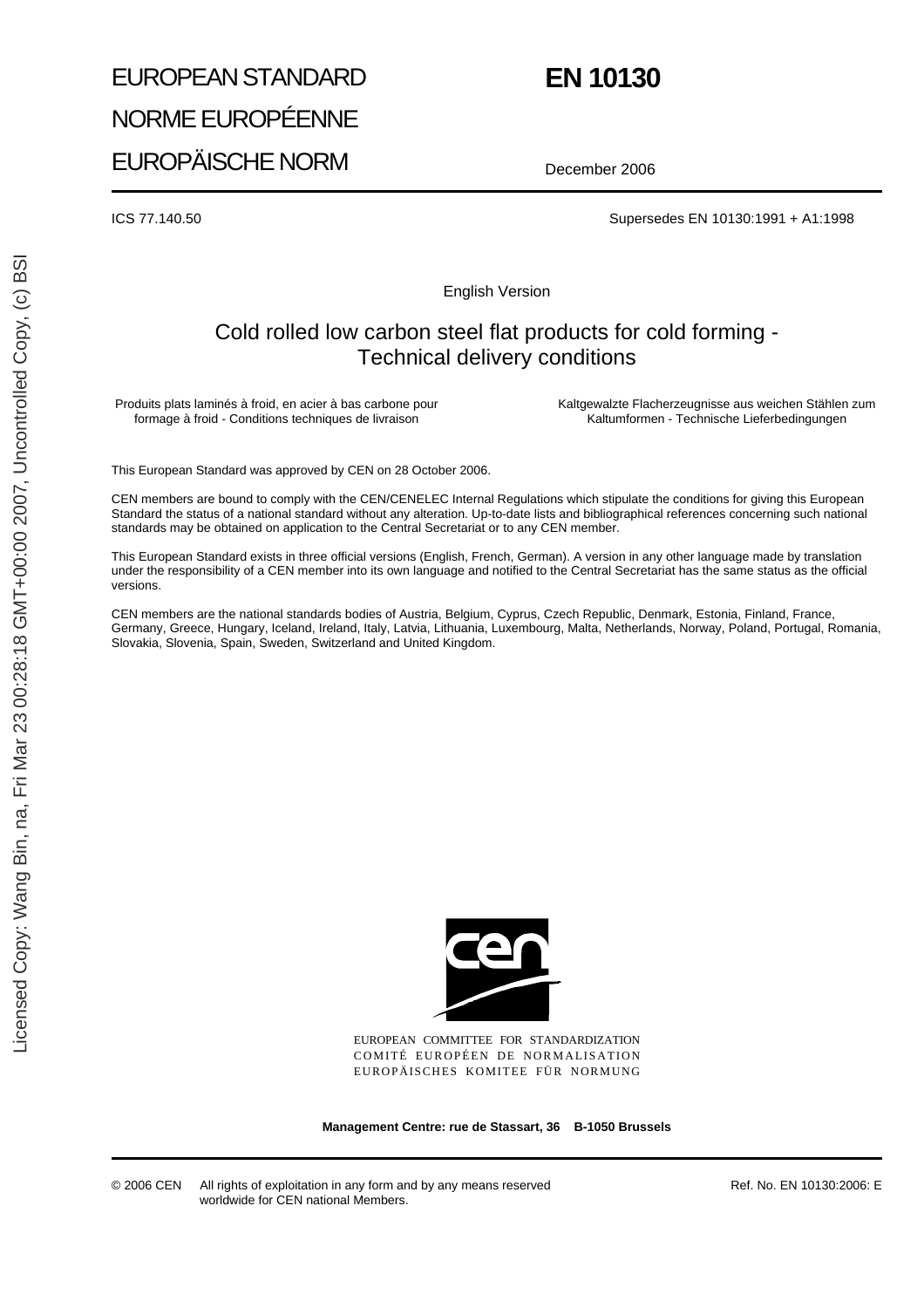# EUROPEAN STANDARD

# NORME EUROPÉENNE

# EUROPÄISCHE NORM

# EN 10130

December 2006

ICS 77.140.50

Supersedes EN 10130:1991 + A1:1998

English Version

## Cold rolled low carbon steel flat products for cold forming - Technical delivery conditions

Produits plats laminés à froid, en acier à bas carbone pour formage à froid - Conditions techniques de livraison

Kaltgewalzte Flacherzeugnisse aus weichen Stählen zum Kaltumformen - Technische Lieferbedingungen

This European Standard was approved by CEN on 28 October 2006.

CEN members are bound to comply with the CEN/CENELEC Internal Regulations which stipulate the conditions for giving this European Standard the status of a national standard without any alteration. Up-to-date lists and bibliographical references concerning such national standards may be obtained on application to the Central Secretariat or to any CEN member.

This European Standard exists in three official versions (English, French, German). A version in any other language made by translation under the responsibility of a CEN member into its own language and notified to the Central Secretariat has the same status as the official versions.

CEN members are the national standards bodies of Austria, Belgium, Cyprus, Czech Republic, Denmark, Estonia, Finland, France, Germany, Greece, Hungary, Iceland, Ireland, Italy, Latvia, Lithuania, Luxembourg, Malta, Netherlands, Norway, Poland, Portugal, Romania, Slovakia, Slovenia, Spain, Sweden, Switzerland and United Kingdom.

EUROPEAN COMMITTEE FOR STANDARDIZATION
COMITÉ EUROPÉEN DE NORMALISATION
EUROPÄISCHES KOMITEE FÜR NORMUNG

**Management Centre: rue de Stassart, 36 B-1050 Brussels**

© 2006 CEN All rights of exploitation in any form and by any means reserved worldwide for CEN national Members.

Ref. No. EN 10130:2006: E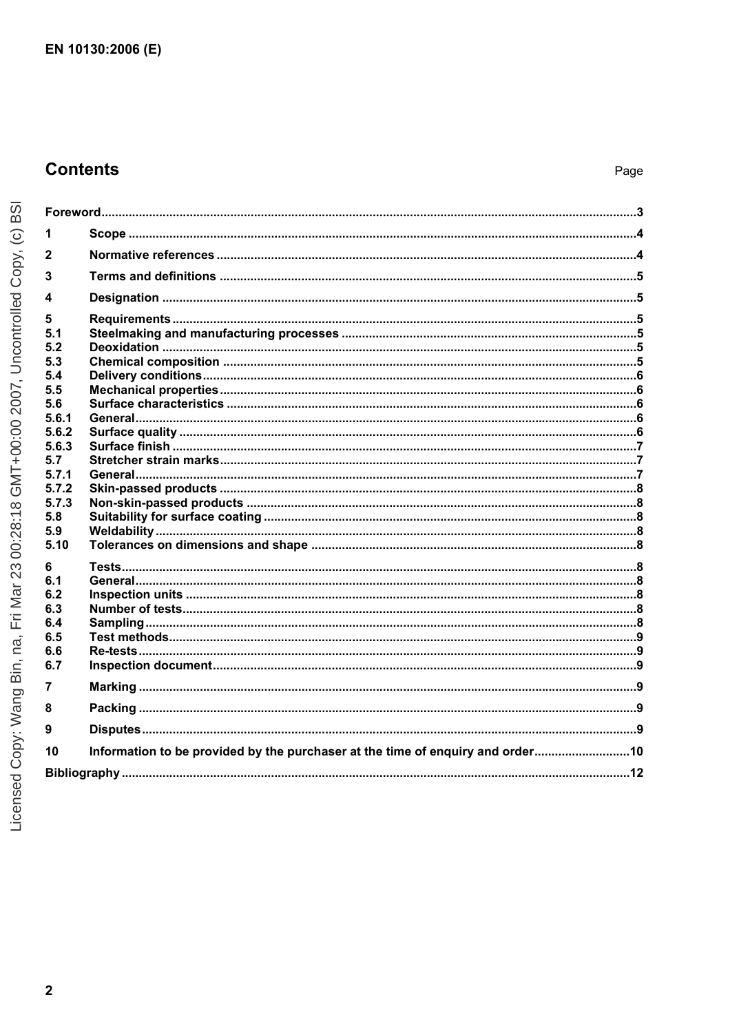## Contents

Page

Foreword ... 3

1 Scope ... 4

2 Normative references ... 4

3 Terms and definitions ... 5

4 Designation ... 5

5 Requirements ... 5
5.1 Steelmaking and manufacturing processes ... 5
5.2 Deoxidation ... 5
5.3 Chemical composition ... 5
5.4 Delivery conditions ... 6
5.5 Mechanical properties ... 6
5.6 Surface characteristics ... 6
5.6.1 General ... 6
5.6.2 Surface quality ... 6
5.6.3 Surface finish ... 7
5.7 Stretcher strain marks ... 7
5.7.1 General ... 7
5.7.2 Skin-passed products ... 8
5.7.3 Non-skin-passed products ... 8
5.8 Suitability for surface coating ... 8
5.9 Weldability ... 8
5.10 Tolerances on dimensions and shape ... 8

6 Tests ... 8
6.1 General ... 8
6.2 Inspection units ... 8
6.3 Number of tests ... 8
6.4 Sampling ... 8
6.5 Test methods ... 9
6.6 Re-tests ... 9
6.7 Inspection document ... 9

7 Marking ... 9

8 Packing ... 9

9 Disputes ... 9

10 Information to be provided by the purchaser at the time of enquiry and order ... 10

Bibliography ... 12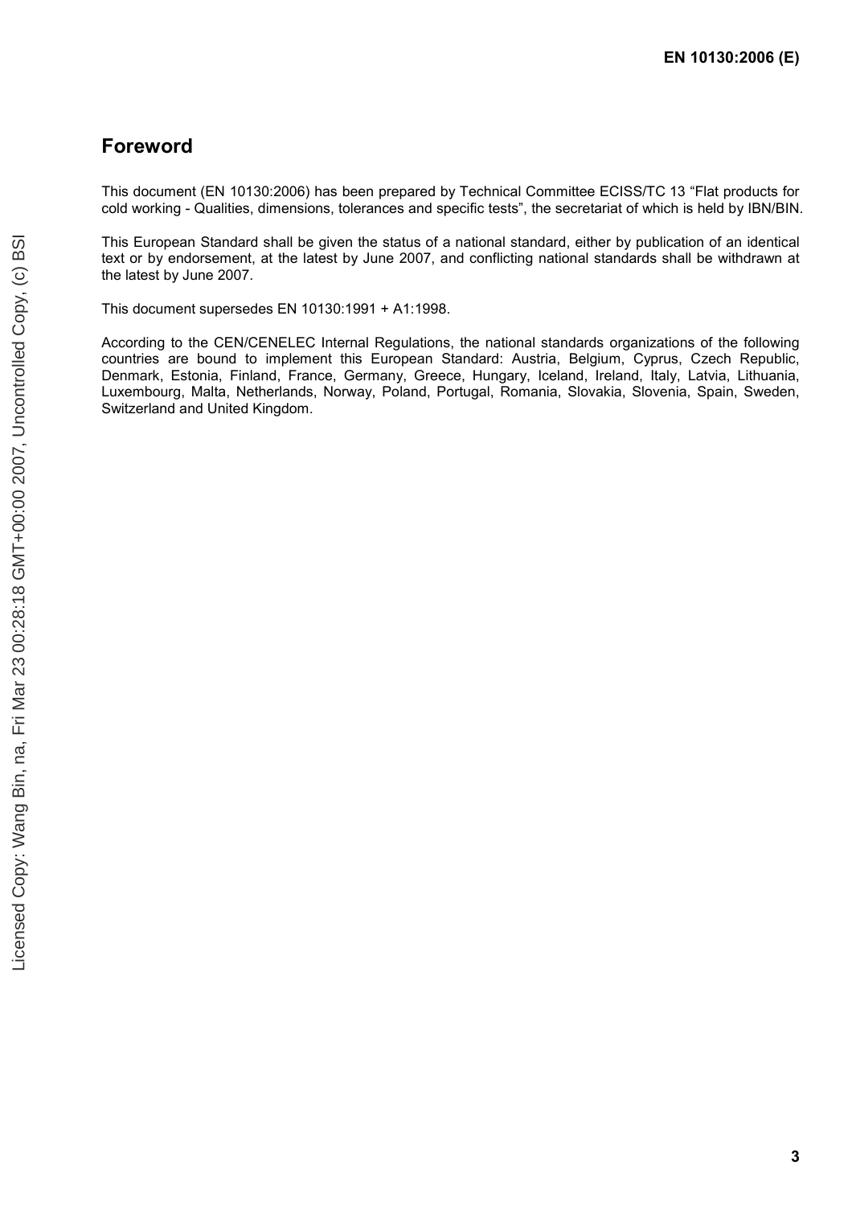# Foreword

This document (EN 10130:2006) has been prepared by Technical Committee ECISS/TC 13 “Flat products for cold working - Qualities, dimensions, tolerances and specific tests”, the secretariat of which is held by IBN/BIN.

This European Standard shall be given the status of a national standard, either by publication of an identical text or by endorsement, at the latest by June 2007, and conflicting national standards shall be withdrawn at the latest by June 2007.

This document supersedes EN 10130:1991 + A1:1998.

According to the CEN/CENELEC Internal Regulations, the national standards organizations of the following countries are bound to implement this European Standard: Austria, Belgium, Cyprus, Czech Republic, Denmark, Estonia, Finland, France, Germany, Greece, Hungary, Iceland, Ireland, Italy, Latvia, Lithuania, Luxembourg, Malta, Netherlands, Norway, Poland, Portugal, Romania, Slovakia, Slovenia, Spain, Sweden, Switzerland and United Kingdom.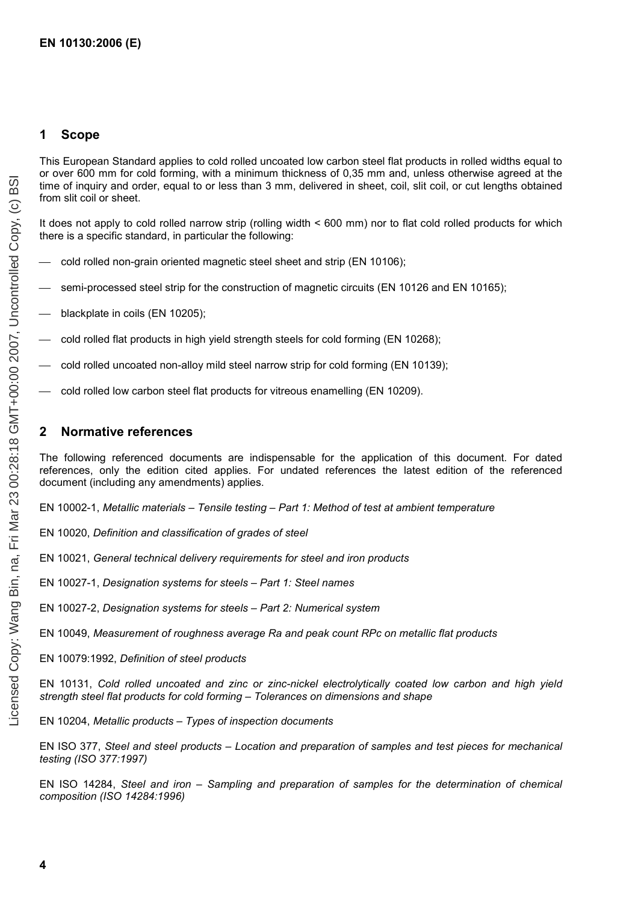## 1 Scope

This European Standard applies to cold rolled uncoated low carbon steel flat products in rolled widths equal to or over 600 mm for cold forming, with a minimum thickness of 0,35 mm and, unless otherwise agreed at the time of inquiry and order, equal to or less than 3 mm, delivered in sheet, coil, slit coil, or cut lengths obtained from slit coil or sheet.

It does not apply to cold rolled narrow strip (rolling width < 600 mm) nor to flat cold rolled products for which there is a specific standard, in particular the following:

- cold rolled non-grain oriented magnetic steel sheet and strip (EN 10106);
- semi-processed steel strip for the construction of magnetic circuits (EN 10126 and EN 10165);
- blackplate in coils (EN 10205);
- cold rolled flat products in high yield strength steels for cold forming (EN 10268);
- cold rolled uncoated non-alloy mild steel narrow strip for cold forming (EN 10139);
- cold rolled low carbon steel flat products for vitreous enamelling (EN 10209).

## 2 Normative references

The following referenced documents are indispensable for the application of this document. For dated references, only the edition cited applies. For undated references the latest edition of the referenced document (including any amendments) applies.

EN 10002-1, *Metallic materials – Tensile testing – Part 1: Method of test at ambient temperature*

EN 10020, *Definition and classification of grades of steel*

EN 10021, *General technical delivery requirements for steel and iron products*

EN 10027-1, *Designation systems for steels – Part 1: Steel names*

EN 10027-2, *Designation systems for steels – Part 2: Numerical system*

EN 10049, *Measurement of roughness average Ra and peak count RPc on metallic flat products*

EN 10079:1992, *Definition of steel products*

EN 10131, *Cold rolled uncoated and zinc or zinc-nickel electrolytically coated low carbon and high yield strength steel flat products for cold forming – Tolerances on dimensions and shape*

EN 10204, *Metallic products – Types of inspection documents*

EN ISO 377, *Steel and steel products – Location and preparation of samples and test pieces for mechanical testing (ISO 377:1997)*

EN ISO 14284, *Steel and iron – Sampling and preparation of samples for the determination of chemical composition (ISO 14284:1996)*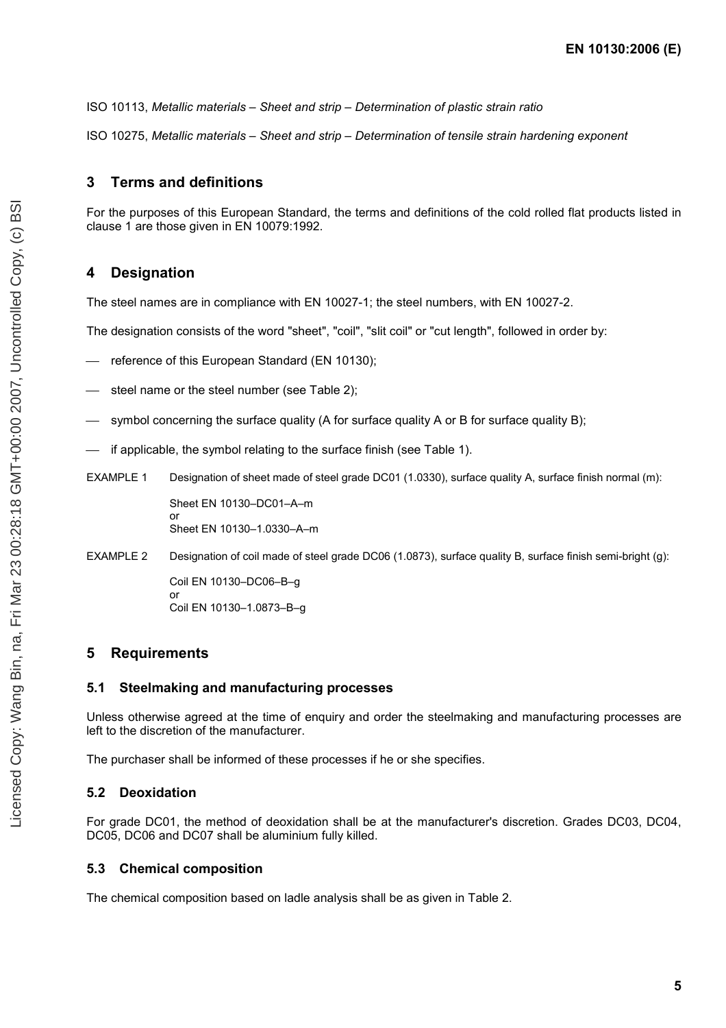ISO 10113, *Metallic materials – Sheet and strip – Determination of plastic strain ratio*

ISO 10275, *Metallic materials – Sheet and strip – Determination of tensile strain hardening exponent*

## 3 Terms and definitions

For the purposes of this European Standard, the terms and definitions of the cold rolled flat products listed in clause 1 are those given in EN 10079:1992.

## 4 Designation

The steel names are in compliance with EN 10027-1; the steel numbers, with EN 10027-2.

The designation consists of the word "sheet", "coil", "slit coil" or "cut length", followed in order by:

- reference of this European Standard (EN 10130);
- steel name or the steel number (see Table 2);
- symbol concerning the surface quality (A for surface quality A or B for surface quality B);
- if applicable, the symbol relating to the surface finish (see Table 1).

EXAMPLE 1 Designation of sheet made of steel grade DC01 (1.0330), surface quality A, surface finish normal (m):

Sheet EN 10130–DC01–A–m
or
Sheet EN 10130–1.0330–A–m

EXAMPLE 2 Designation of coil made of steel grade DC06 (1.0873), surface quality B, surface finish semi-bright (g):

Coil EN 10130–DC06–B–g
or
Coil EN 10130–1.0873–B–g

## 5 Requirements

### 5.1 Steelmaking and manufacturing processes

Unless otherwise agreed at the time of enquiry and order the steelmaking and manufacturing processes are left to the discretion of the manufacturer.

The purchaser shall be informed of these processes if he or she specifies.

### 5.2 Deoxidation

For grade DC01, the method of deoxidation shall be at the manufacturer's discretion. Grades DC03, DC04, DC05, DC06 and DC07 shall be aluminium fully killed.

### 5.3 Chemical composition

The chemical composition based on ladle analysis shall be as given in Table 2.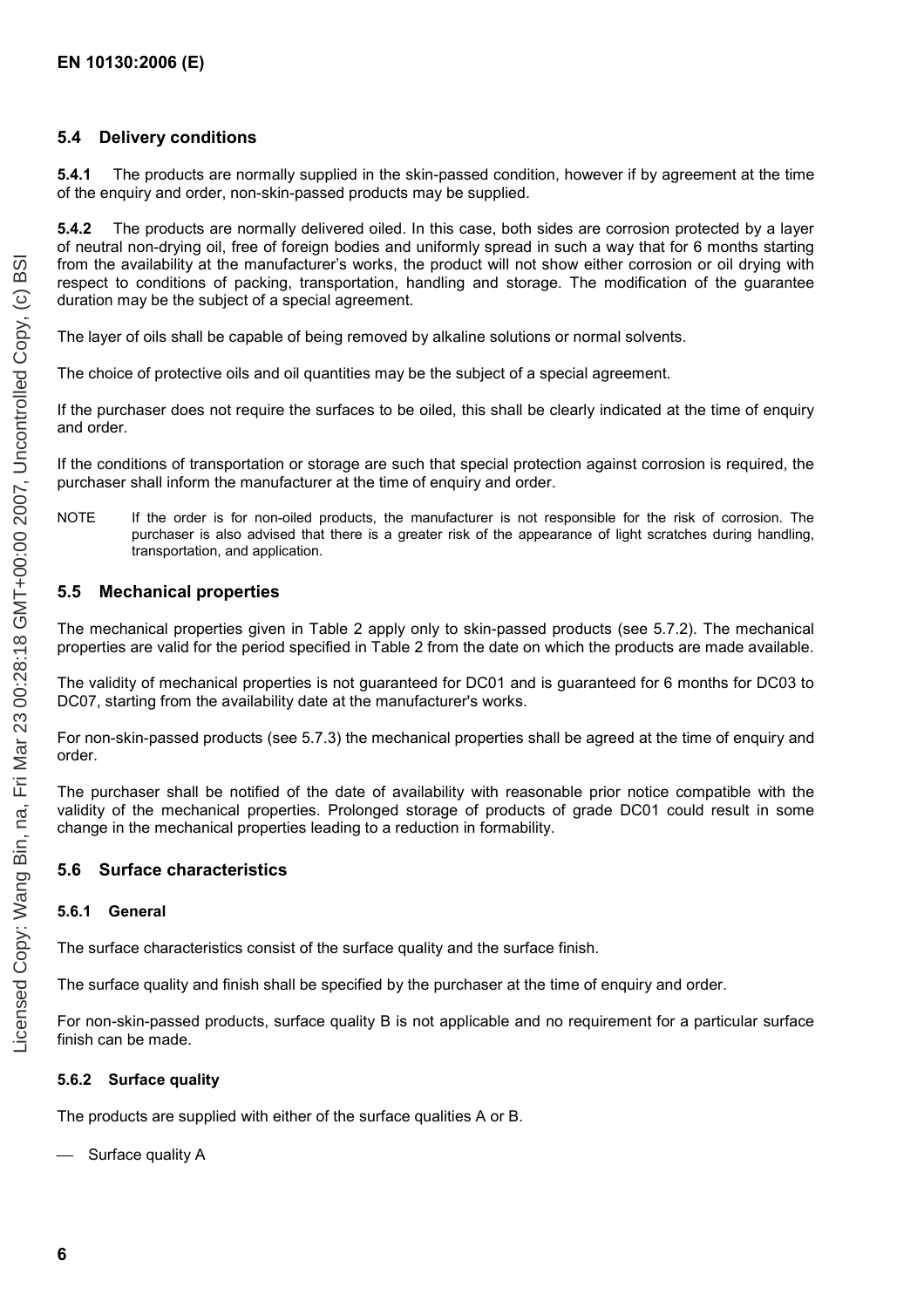### 5.4 Delivery conditions

**5.4.1** The products are normally supplied in the skin-passed condition, however if by agreement at the time of the enquiry and order, non-skin-passed products may be supplied.

**5.4.2** The products are normally delivered oiled. In this case, both sides are corrosion protected by a layer of neutral non-drying oil, free of foreign bodies and uniformly spread in such a way that for 6 months starting from the availability at the manufacturer's works, the product will not show either corrosion or oil drying with respect to conditions of packing, transportation, handling and storage. The modification of the guarantee duration may be the subject of a special agreement.

The layer of oils shall be capable of being removed by alkaline solutions or normal solvents.

The choice of protective oils and oil quantities may be the subject of a special agreement.

If the purchaser does not require the surfaces to be oiled, this shall be clearly indicated at the time of enquiry and order.

If the conditions of transportation or storage are such that special protection against corrosion is required, the purchaser shall inform the manufacturer at the time of enquiry and order.

NOTE If the order is for non-oiled products, the manufacturer is not responsible for the risk of corrosion. The purchaser is also advised that there is a greater risk of the appearance of light scratches during handling, transportation, and application.

### 5.5 Mechanical properties

The mechanical properties given in Table 2 apply only to skin-passed products (see 5.7.2). The mechanical properties are valid for the period specified in Table 2 from the date on which the products are made available.

The validity of mechanical properties is not guaranteed for DC01 and is guaranteed for 6 months for DC03 to DC07, starting from the availability date at the manufacturer's works.

For non-skin-passed products (see 5.7.3) the mechanical properties shall be agreed at the time of enquiry and order.

The purchaser shall be notified of the date of availability with reasonable prior notice compatible with the validity of the mechanical properties. Prolonged storage of products of grade DC01 could result in some change in the mechanical properties leading to a reduction in formability.

### 5.6 Surface characteristics

#### 5.6.1 General

The surface characteristics consist of the surface quality and the surface finish.

The surface quality and finish shall be specified by the purchaser at the time of enquiry and order.

For non-skin-passed products, surface quality B is not applicable and no requirement for a particular surface finish can be made.

#### 5.6.2 Surface quality

The products are supplied with either of the surface qualities A or B.

— Surface quality A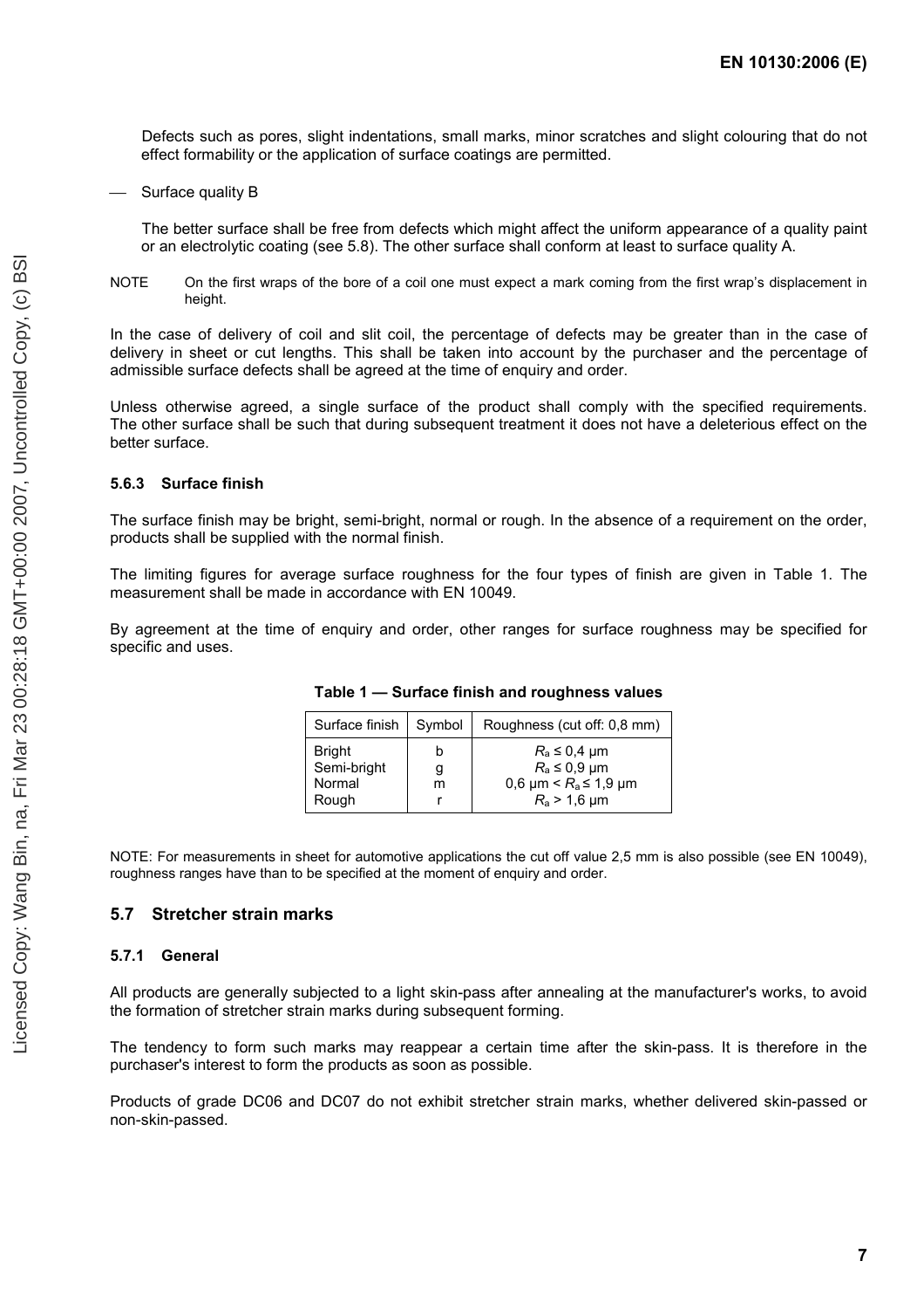Defects such as pores, slight indentations, small marks, minor scratches and slight colouring that do not effect formability or the application of surface coatings are permitted.

— Surface quality B

The better surface shall be free from defects which might affect the uniform appearance of a quality paint or an electrolytic coating (see 5.8). The other surface shall conform at least to surface quality A.

NOTE On the first wraps of the bore of a coil one must expect a mark coming from the first wrap's displacement in height.

In the case of delivery of coil and slit coil, the percentage of defects may be greater than in the case of delivery in sheet or cut lengths. This shall be taken into account by the purchaser and the percentage of admissible surface defects shall be agreed at the time of enquiry and order.

Unless otherwise agreed, a single surface of the product shall comply with the specified requirements. The other surface shall be such that during subsequent treatment it does not have a deleterious effect on the better surface.

### 5.6.3 Surface finish

The surface finish may be bright, semi-bright, normal or rough. In the absence of a requirement on the order, products shall be supplied with the normal finish.

The limiting figures for average surface roughness for the four types of finish are given in Table 1. The measurement shall be made in accordance with EN 10049.

By agreement at the time of enquiry and order, other ranges for surface roughness may be specified for specific and uses.

**Table 1 — Surface finish and roughness values**

| Surface finish | Symbol | Roughness (cut off: 0,8 mm) |
|---|---|---|
| Bright | b | $R_a \leq 0{,}4$ µm |
| Semi-bright | g | $R_a \leq 0{,}9$ µm |
| Normal | m | 0,6 µm $< R_a \leq 1{,}9$ µm |
| Rough | r | $R_a > 1{,}6$ µm |

NOTE: For measurements in sheet for automotive applications the cut off value 2,5 mm is also possible (see EN 10049), roughness ranges have than to be specified at the moment of enquiry and order.

## 5.7 Stretcher strain marks

### 5.7.1 General

All products are generally subjected to a light skin-pass after annealing at the manufacturer's works, to avoid the formation of stretcher strain marks during subsequent forming.

The tendency to form such marks may reappear a certain time after the skin-pass. It is therefore in the purchaser's interest to form the products as soon as possible.

Products of grade DC06 and DC07 do not exhibit stretcher strain marks, whether delivered skin-passed or non-skin-passed.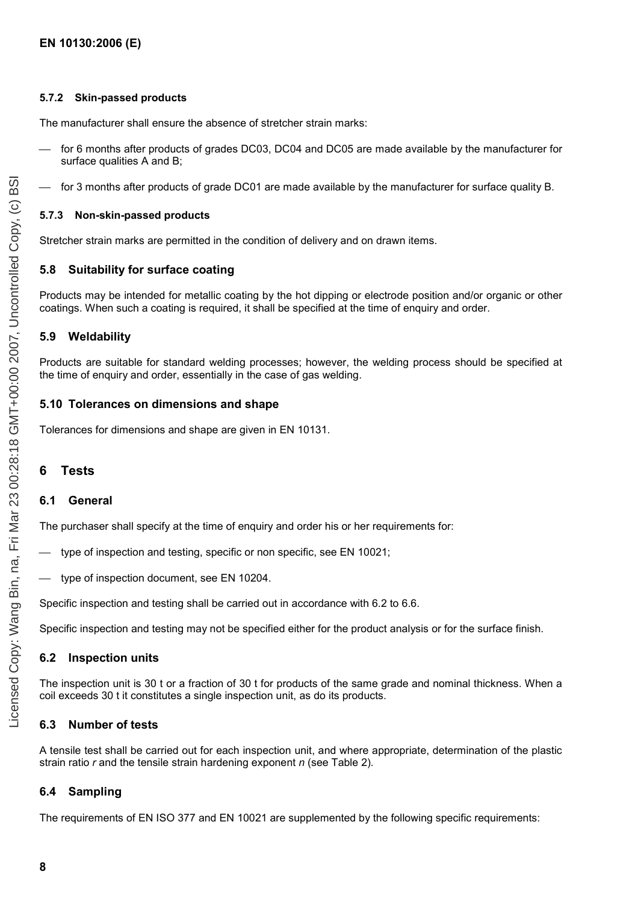#### 5.7.2 Skin-passed products

The manufacturer shall ensure the absence of stretcher strain marks:

- for 6 months after products of grades DC03, DC04 and DC05 are made available by the manufacturer for surface qualities A and B;
- for 3 months after products of grade DC01 are made available by the manufacturer for surface quality B.

#### 5.7.3 Non-skin-passed products

Stretcher strain marks are permitted in the condition of delivery and on drawn items.

### 5.8 Suitability for surface coating

Products may be intended for metallic coating by the hot dipping or electrode position and/or organic or other coatings. When such a coating is required, it shall be specified at the time of enquiry and order.

### 5.9 Weldability

Products are suitable for standard welding processes; however, the welding process should be specified at the time of enquiry and order, essentially in the case of gas welding.

### 5.10 Tolerances on dimensions and shape

Tolerances for dimensions and shape are given in EN 10131.

## 6 Tests

### 6.1 General

The purchaser shall specify at the time of enquiry and order his or her requirements for:

- type of inspection and testing, specific or non specific, see EN 10021;
- type of inspection document, see EN 10204.

Specific inspection and testing shall be carried out in accordance with 6.2 to 6.6.

Specific inspection and testing may not be specified either for the product analysis or for the surface finish.

### 6.2 Inspection units

The inspection unit is 30 t or a fraction of 30 t for products of the same grade and nominal thickness. When a coil exceeds 30 t it constitutes a single inspection unit, as do its products.

### 6.3 Number of tests

A tensile test shall be carried out for each inspection unit, and where appropriate, determination of the plastic strain ratio $r$ and the tensile strain hardening exponent $n$ (see Table 2).

### 6.4 Sampling

The requirements of EN ISO 377 and EN 10021 are supplemented by the following specific requirements: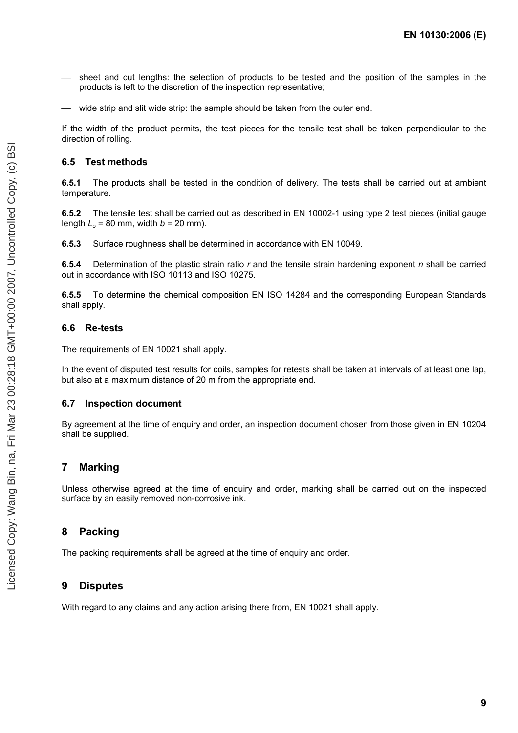- sheet and cut lengths: the selection of products to be tested and the position of the samples in the products is left to the discretion of the inspection representative;
- wide strip and slit wide strip: the sample should be taken from the outer end.

If the width of the product permits, the test pieces for the tensile test shall be taken perpendicular to the direction of rolling.

### 6.5 Test methods

**6.5.1** The products shall be tested in the condition of delivery. The tests shall be carried out at ambient temperature.

**6.5.2** The tensile test shall be carried out as described in EN 10002-1 using type 2 test pieces (initial gauge length $L_o$ = 80 mm, width $b$ = 20 mm).

**6.5.3** Surface roughness shall be determined in accordance with EN 10049.

**6.5.4** Determination of the plastic strain ratio $r$ and the tensile strain hardening exponent $n$ shall be carried out in accordance with ISO 10113 and ISO 10275.

**6.5.5** To determine the chemical composition EN ISO 14284 and the corresponding European Standards shall apply.

### 6.6 Re-tests

The requirements of EN 10021 shall apply.

In the event of disputed test results for coils, samples for retests shall be taken at intervals of at least one lap, but also at a maximum distance of 20 m from the appropriate end.

### 6.7 Inspection document

By agreement at the time of enquiry and order, an inspection document chosen from those given in EN 10204 shall be supplied.

## 7 Marking

Unless otherwise agreed at the time of enquiry and order, marking shall be carried out on the inspected surface by an easily removed non-corrosive ink.

## 8 Packing

The packing requirements shall be agreed at the time of enquiry and order.

## 9 Disputes

With regard to any claims and any action arising there from, EN 10021 shall apply.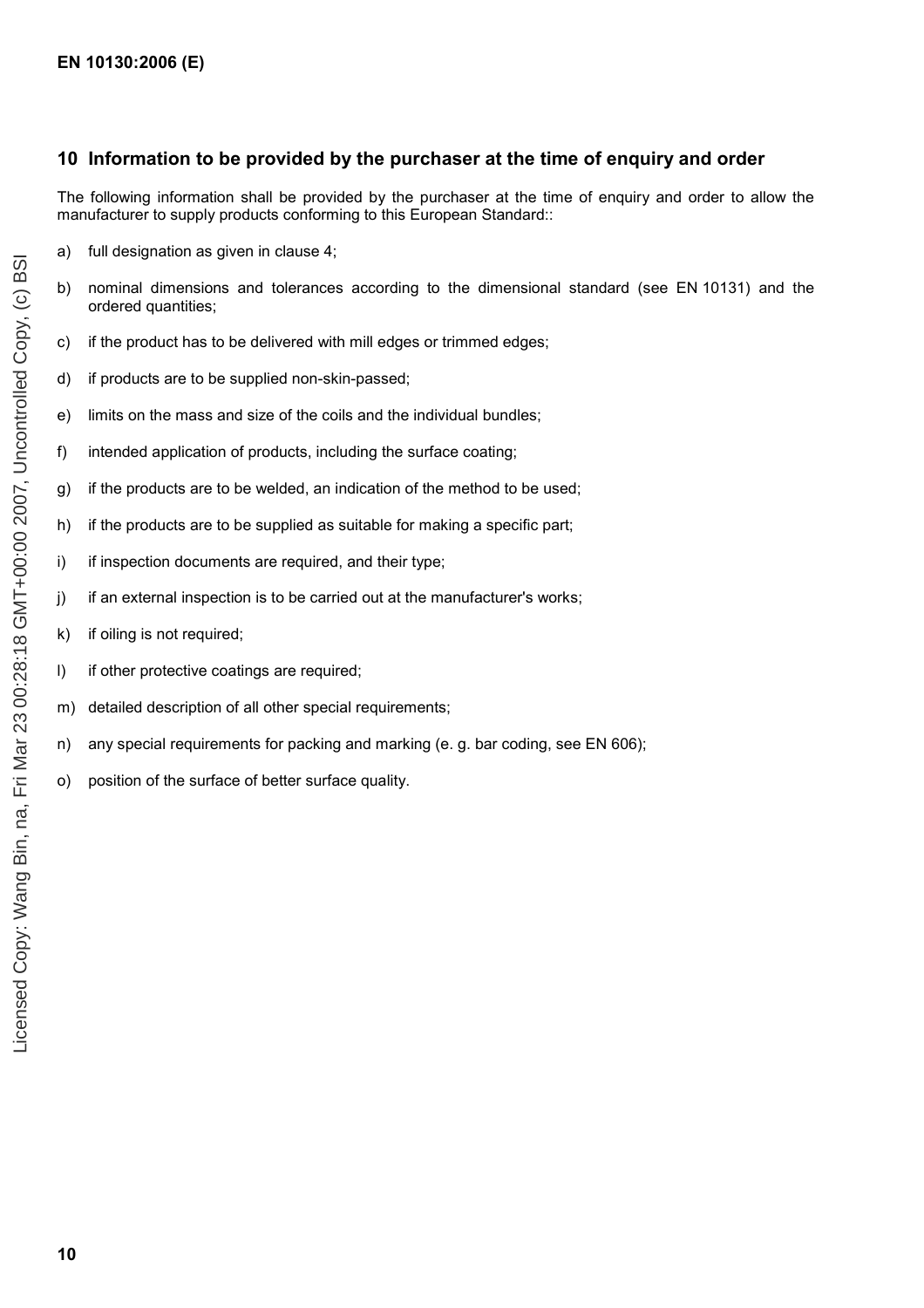## 10 Information to be provided by the purchaser at the time of enquiry and order

The following information shall be provided by the purchaser at the time of enquiry and order to allow the manufacturer to supply products conforming to this European Standard::

a) full designation as given in clause 4;

b) nominal dimensions and tolerances according to the dimensional standard (see EN 10131) and the ordered quantities;

c) if the product has to be delivered with mill edges or trimmed edges;

d) if products are to be supplied non-skin-passed;

e) limits on the mass and size of the coils and the individual bundles;

f) intended application of products, including the surface coating;

g) if the products are to be welded, an indication of the method to be used;

h) if the products are to be supplied as suitable for making a specific part;

i) if inspection documents are required, and their type;

j) if an external inspection is to be carried out at the manufacturer's works;

k) if oiling is not required;

l) if other protective coatings are required;

m) detailed description of all other special requirements;

n) any special requirements for packing and marking (e. g. bar coding, see EN 606);

o) position of the surface of better surface quality.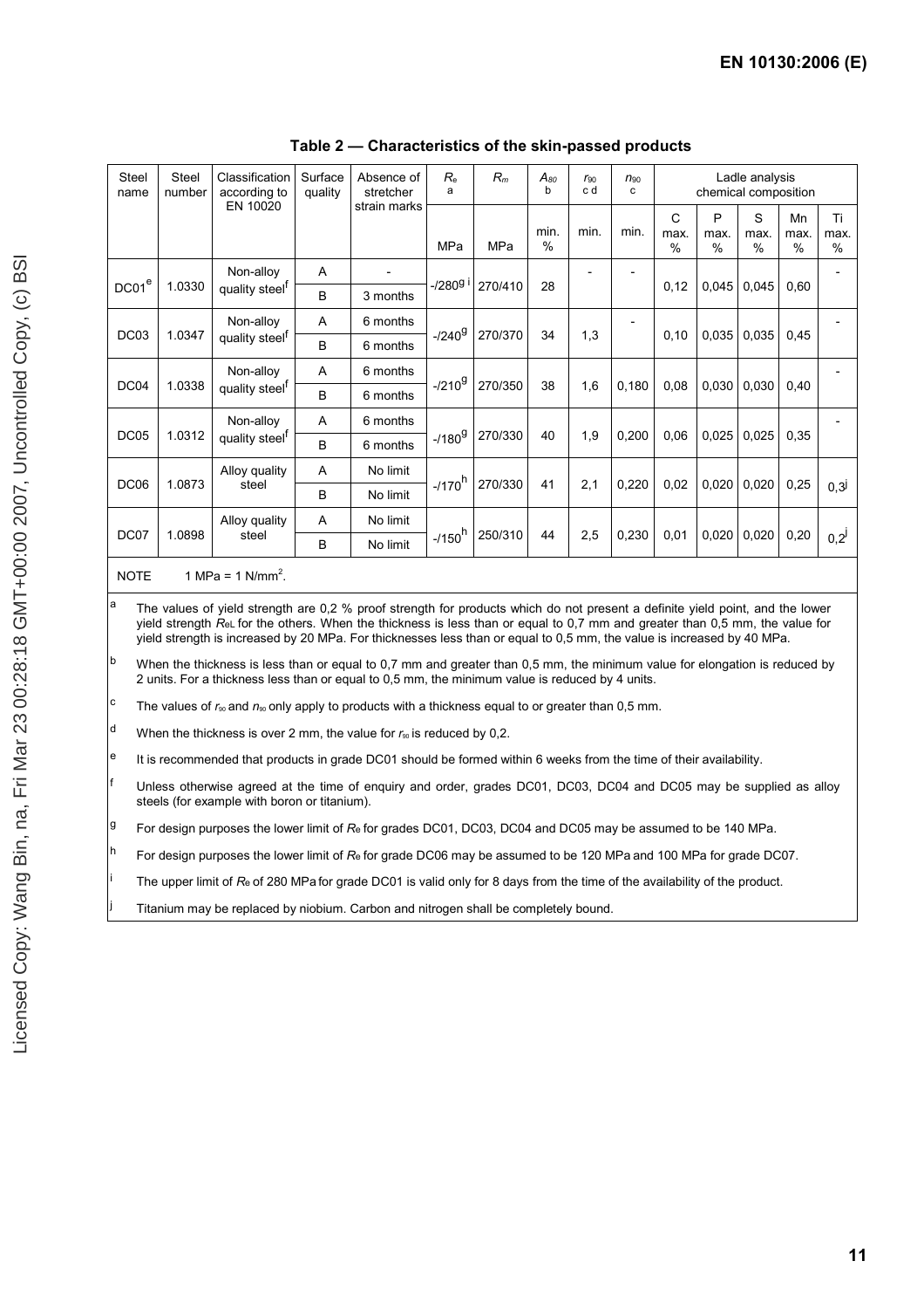**Table 2 — Characteristics of the skin-passed products**

| Steel name | Steel number | Classification according to EN 10020 | Surface quality | Absence of stretcher strain marks | $R_e$ [a] | $R_m$ | $A_{80}$ [b] | $r_{90}$ [c d] | $n_{90}$ [c] | Ladle analysis chemical composition | | | | |
|---|---|---|---|---|---|---|---|---|---|---|---|---|---|---|
| | | | | | MPa | MPa | min. % | min. | min. | C max. % | P max. % | S max. % | Mn max. % | Ti max. % |
| DC01[e] | 1.0330 | Non-alloy quality steel[f] | A | - | -/280[g i] | 270/410 | 28 | - | - | 0,12 | 0,045 | 0,045 | 0,60 | - |
| | | | B | 3 months | | | | | | | | | | |
| DC03 | 1.0347 | Non-alloy quality steel[f] | A | 6 months | -/240[g] | 270/370 | 34 | 1,3 | - | 0,10 | 0,035 | 0,035 | 0,45 | - |
| | | | B | 6 months | | | | | | | | | | |
| DC04 | 1.0338 | Non-alloy quality steel[f] | A | 6 months | -/210[g] | 270/350 | 38 | 1,6 | 0,180 | 0,08 | 0,030 | 0,030 | 0,40 | - |
| | | | B | 6 months | | | | | | | | | | |
| DC05 | 1.0312 | Non-alloy quality steel[f] | A | 6 months | -/180[g] | 270/330 | 40 | 1,9 | 0,200 | 0,06 | 0,025 | 0,025 | 0,35 | - |
| | | | B | 6 months | | | | | | | | | | |
| DC06 | 1.0873 | Alloy quality steel | A | No limit | -/170[h] | 270/330 | 41 | 2,1 | 0,220 | 0,02 | 0,020 | 0,020 | 0,25 | 0,3[j] |
| | | | B | No limit | | | | | | | | | | |
| DC07 | 1.0898 | Alloy quality steel | A | No limit | -/150[h] | 250/310 | 44 | 2,5 | 0,230 | 0,01 | 0,020 | 0,020 | 0,20 | 0,2[j] |
| | | | B | No limit | | | | | | | | | | |

NOTE 1 MPa = 1 N/mm².

[a] The values of yield strength are 0,2 % proof strength for products which do not present a definite yield point, and the lower yield strength $R_{eL}$ for the others. When the thickness is less than or equal to 0,7 mm and greater than 0,5 mm, the value for yield strength is increased by 20 MPa. For thicknesses less than or equal to 0,5 mm, the value is increased by 40 MPa.

[b] When the thickness is less than or equal to 0,7 mm and greater than 0,5 mm, the minimum value for elongation is reduced by 2 units. For a thickness less than or equal to 0,5 mm, the minimum value is reduced by 4 units.

[c] The values of $r_{90}$ and $n_{90}$ only apply to products with a thickness equal to or greater than 0,5 mm.

[d] When the thickness is over 2 mm, the value for $r_{90}$ is reduced by 0,2.

[e] It is recommended that products in grade DC01 should be formed within 6 weeks from the time of their availability.

[f] Unless otherwise agreed at the time of enquiry and order, grades DC01, DC03, DC04 and DC05 may be supplied as alloy steels (for example with boron or titanium).

[g] For design purposes the lower limit of $R_e$ for grades DC01, DC03, DC04 and DC05 may be assumed to be 140 MPa.

[h] For design purposes the lower limit of $R_e$ for grade DC06 may be assumed to be 120 MPa and 100 MPa for grade DC07.

[i] The upper limit of $R_e$ of 280 MPa for grade DC01 is valid only for 8 days from the time of the availability of the product.

[j] Titanium may be replaced by niobium. Carbon and nitrogen shall be completely bound.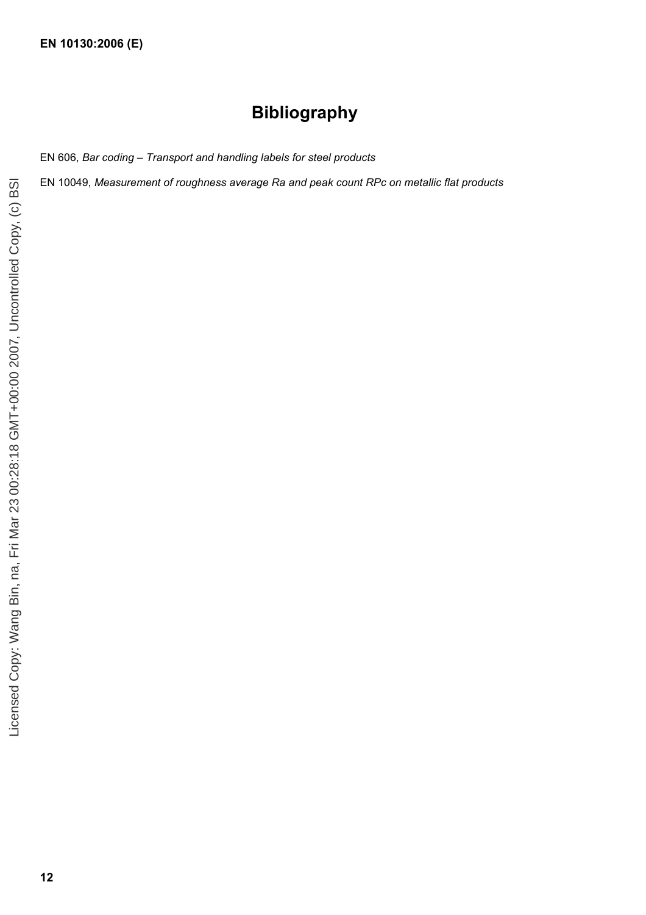# Bibliography

EN 606, *Bar coding – Transport and handling labels for steel products*

EN 10049, *Measurement of roughness average Ra and peak count RPc on metallic flat products*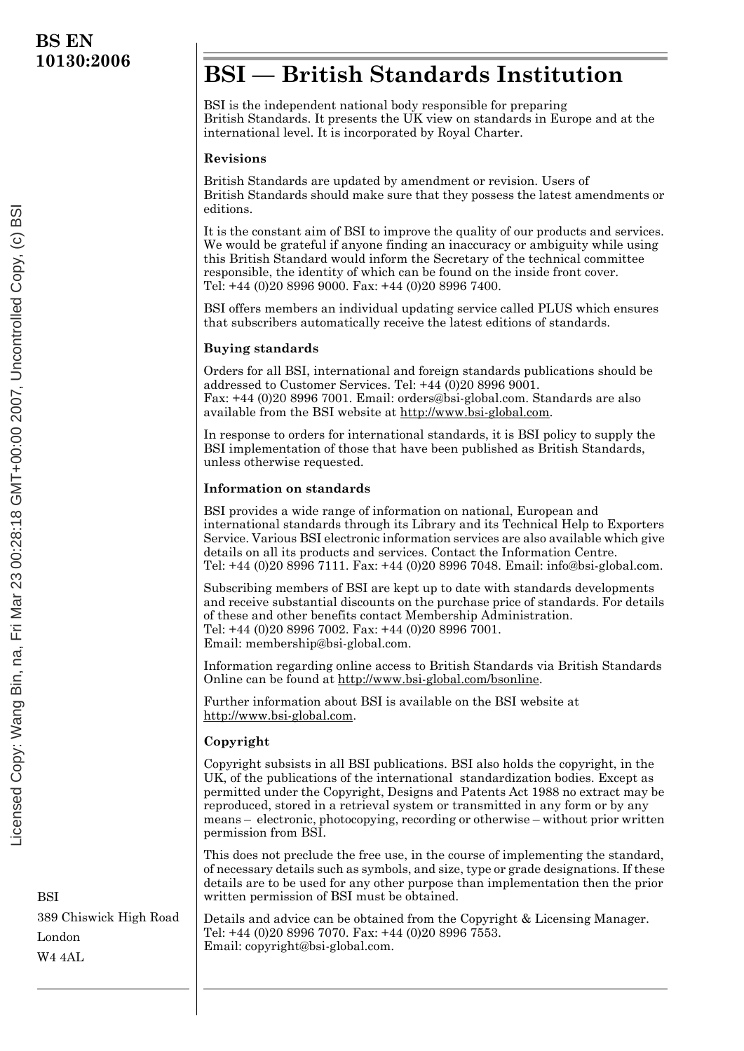# BSI — British Standards Institution

BSI is the independent national body responsible for preparing British Standards. It presents the UK view on standards in Europe and at the international level. It is incorporated by Royal Charter.

### Revisions

British Standards are updated by amendment or revision. Users of British Standards should make sure that they possess the latest amendments or editions.

It is the constant aim of BSI to improve the quality of our products and services. We would be grateful if anyone finding an inaccuracy or ambiguity while using this British Standard would inform the Secretary of the technical committee responsible, the identity of which can be found on the inside front cover. Tel: +44 (0)20 8996 9000. Fax: +44 (0)20 8996 7400.

BSI offers members an individual updating service called PLUS which ensures that subscribers automatically receive the latest editions of standards.

### Buying standards

Orders for all BSI, international and foreign standards publications should be addressed to Customer Services. Tel: +44 (0)20 8996 9001. Fax: +44 (0)20 8996 7001. Email: orders@bsi-global.com. Standards are also available from the BSI website at http://www.bsi-global.com.

In response to orders for international standards, it is BSI policy to supply the BSI implementation of those that have been published as British Standards, unless otherwise requested.

### Information on standards

BSI provides a wide range of information on national, European and international standards through its Library and its Technical Help to Exporters Service. Various BSI electronic information services are also available which give details on all its products and services. Contact the Information Centre. Tel: +44 (0)20 8996 7111. Fax: +44 (0)20 8996 7048. Email: info@bsi-global.com.

Subscribing members of BSI are kept up to date with standards developments and receive substantial discounts on the purchase price of standards. For details of these and other benefits contact Membership Administration. Tel: +44 (0)20 8996 7002. Fax: +44 (0)20 8996 7001. Email: membership@bsi-global.com.

Information regarding online access to British Standards via British Standards Online can be found at http://www.bsi-global.com/bsonline.

Further information about BSI is available on the BSI website at http://www.bsi-global.com.

### Copyright

Copyright subsists in all BSI publications. BSI also holds the copyright, in the UK, of the publications of the international standardization bodies. Except as permitted under the Copyright, Designs and Patents Act 1988 no extract may be reproduced, stored in a retrieval system or transmitted in any form or by any means – electronic, photocopying, recording or otherwise – without prior written permission from BSI.

This does not preclude the free use, in the course of implementing the standard, of necessary details such as symbols, and size, type or grade designations. If these details are to be used for any other purpose than implementation then the prior written permission of BSI must be obtained.

Details and advice can be obtained from the Copyright & Licensing Manager. Tel: +44 (0)20 8996 7070. Fax: +44 (0)20 8996 7553. Email: copyright@bsi-global.com.

BSI
389 Chiswick High Road
London
W4 4AL